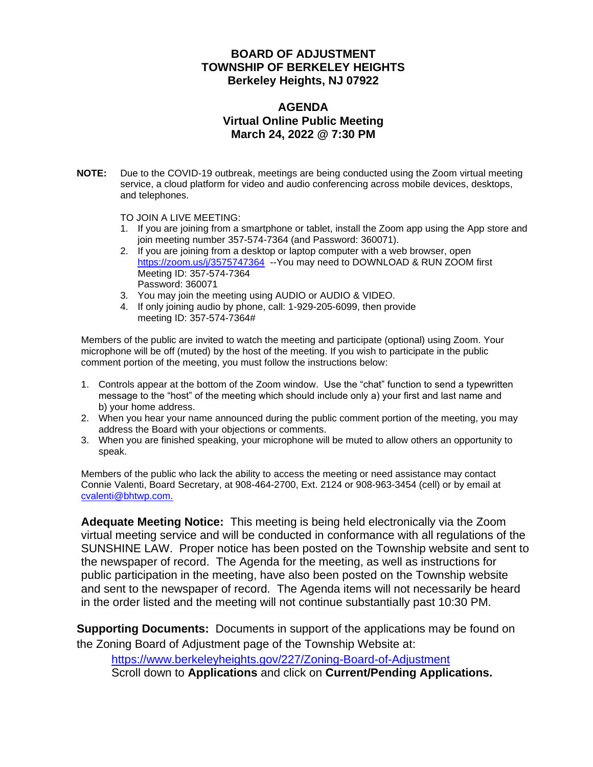# BOARD OF ADJUSTMENT
# TOWNSHIP OF BERKELEY HEIGHTS
# Berkeley Heights, NJ 07922

## AGENDA
## Virtual Online Public Meeting
## March 24, 2022 @ 7:30 PM

**NOTE:** Due to the COVID-19 outbreak, meetings are being conducted using the Zoom virtual meeting service, a cloud platform for video and audio conferencing across mobile devices, desktops, and telephones.

TO JOIN A LIVE MEETING:

1. If you are joining from a smartphone or tablet, install the Zoom app using the App store and join meeting number 357-574-7364 (and Password: 360071).
2. If you are joining from a desktop or laptop computer with a web browser, open https://zoom.us/j/3575747364 --You may need to DOWNLOAD & RUN ZOOM first
   Meeting ID: 357-574-7364
   Password: 360071
3. You may join the meeting using AUDIO or AUDIO & VIDEO.
4. If only joining audio by phone, call: 1-929-205-6099, then provide meeting ID: 357-574-7364#

Members of the public are invited to watch the meeting and participate (optional) using Zoom. Your microphone will be off (muted) by the host of the meeting. If you wish to participate in the public comment portion of the meeting, you must follow the instructions below:

1. Controls appear at the bottom of the Zoom window. Use the "chat" function to send a typewritten message to the "host" of the meeting which should include only a) your first and last name and b) your home address.
2. When you hear your name announced during the public comment portion of the meeting, you may address the Board with your objections or comments.
3. When you are finished speaking, your microphone will be muted to allow others an opportunity to speak.

Members of the public who lack the ability to access the meeting or need assistance may contact Connie Valenti, Board Secretary, at 908-464-2700, Ext. 2124 or 908-963-3454 (cell) or by email at cvalenti@bhtwp.com.

**Adequate Meeting Notice:** This meeting is being held electronically via the Zoom virtual meeting service and will be conducted in conformance with all regulations of the SUNSHINE LAW. Proper notice has been posted on the Township website and sent to the newspaper of record. The Agenda for the meeting, as well as instructions for public participation in the meeting, have also been posted on the Township website and sent to the newspaper of record. The Agenda items will not necessarily be heard in the order listed and the meeting will not continue substantially past 10:30 PM.

**Supporting Documents:** Documents in support of the applications may be found on the Zoning Board of Adjustment page of the Township Website at:

https://www.berkeleyheights.gov/227/Zoning-Board-of-Adjustment
Scroll down to **Applications** and click on **Current/Pending Applications.**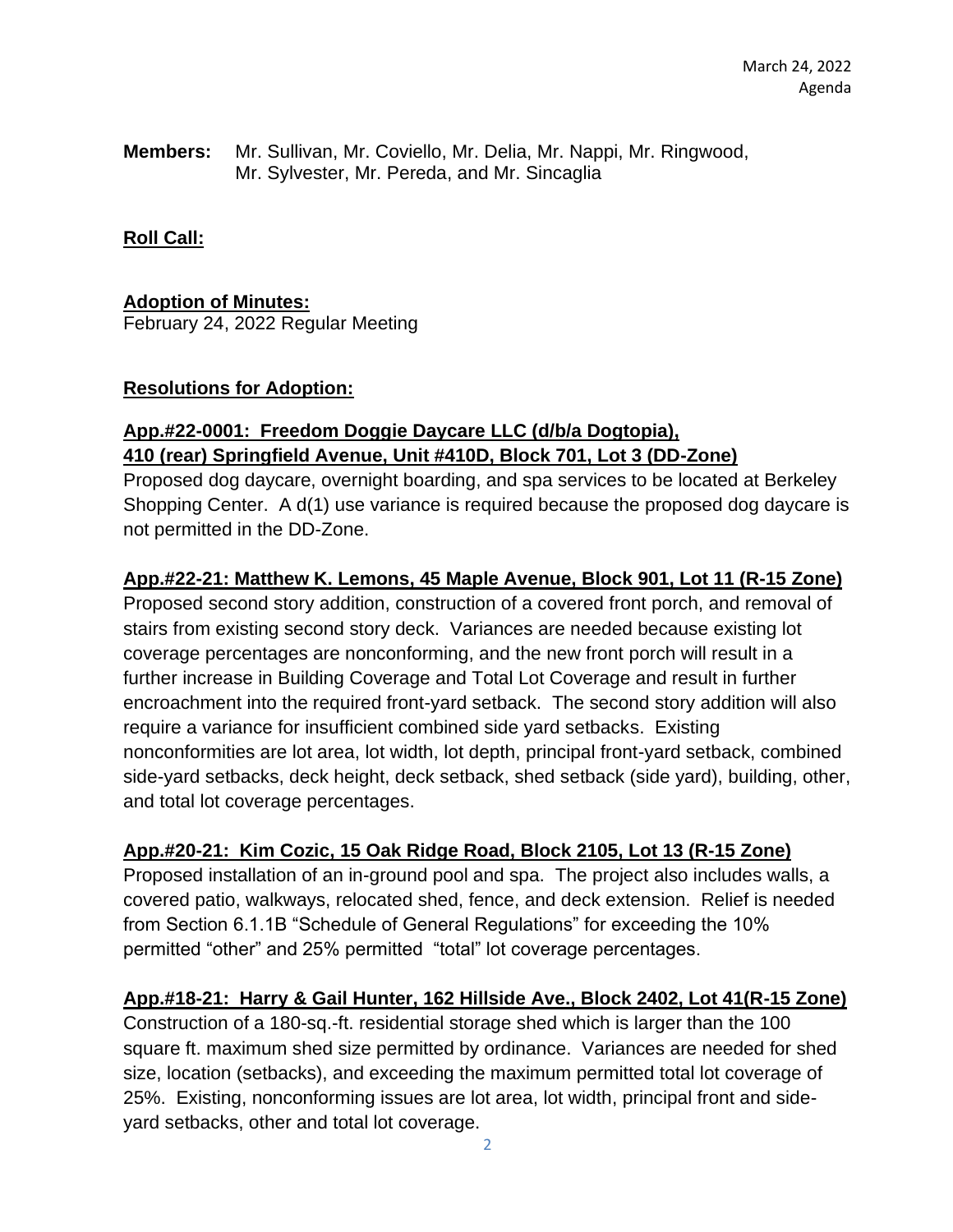March 24, 2022
Agenda

**Members:** Mr. Sullivan, Mr. Coviello, Mr. Delia, Mr. Nappi, Mr. Ringwood, Mr. Sylvester, Mr. Pereda, and Mr. Sincaglia

**Roll Call:**

**Adoption of Minutes:**
February 24, 2022 Regular Meeting

**Resolutions for Adoption:**

**App.#22-0001: Freedom Doggie Daycare LLC (d/b/a Dogtopia), 410 (rear) Springfield Avenue, Unit #410D, Block 701, Lot 3 (DD-Zone)**
Proposed dog daycare, overnight boarding, and spa services to be located at Berkeley Shopping Center. A d(1) use variance is required because the proposed dog daycare is not permitted in the DD-Zone.

**App.#22-21: Matthew K. Lemons, 45 Maple Avenue, Block 901, Lot 11 (R-15 Zone)**
Proposed second story addition, construction of a covered front porch, and removal of stairs from existing second story deck. Variances are needed because existing lot coverage percentages are nonconforming, and the new front porch will result in a further increase in Building Coverage and Total Lot Coverage and result in further encroachment into the required front-yard setback. The second story addition will also require a variance for insufficient combined side yard setbacks. Existing nonconformities are lot area, lot width, lot depth, principal front-yard setback, combined side-yard setbacks, deck height, deck setback, shed setback (side yard), building, other, and total lot coverage percentages.

**App.#20-21: Kim Cozic, 15 Oak Ridge Road, Block 2105, Lot 13 (R-15 Zone)**
Proposed installation of an in-ground pool and spa. The project also includes walls, a covered patio, walkways, relocated shed, fence, and deck extension. Relief is needed from Section 6.1.1B "Schedule of General Regulations" for exceeding the 10% permitted "other" and 25% permitted "total" lot coverage percentages.

**App.#18-21: Harry & Gail Hunter, 162 Hillside Ave., Block 2402, Lot 41(R-15 Zone)**
Construction of a 180-sq.-ft. residential storage shed which is larger than the 100 square ft. maximum shed size permitted by ordinance. Variances are needed for shed size, location (setbacks), and exceeding the maximum permitted total lot coverage of 25%. Existing, nonconforming issues are lot area, lot width, principal front and side-yard setbacks, other and total lot coverage.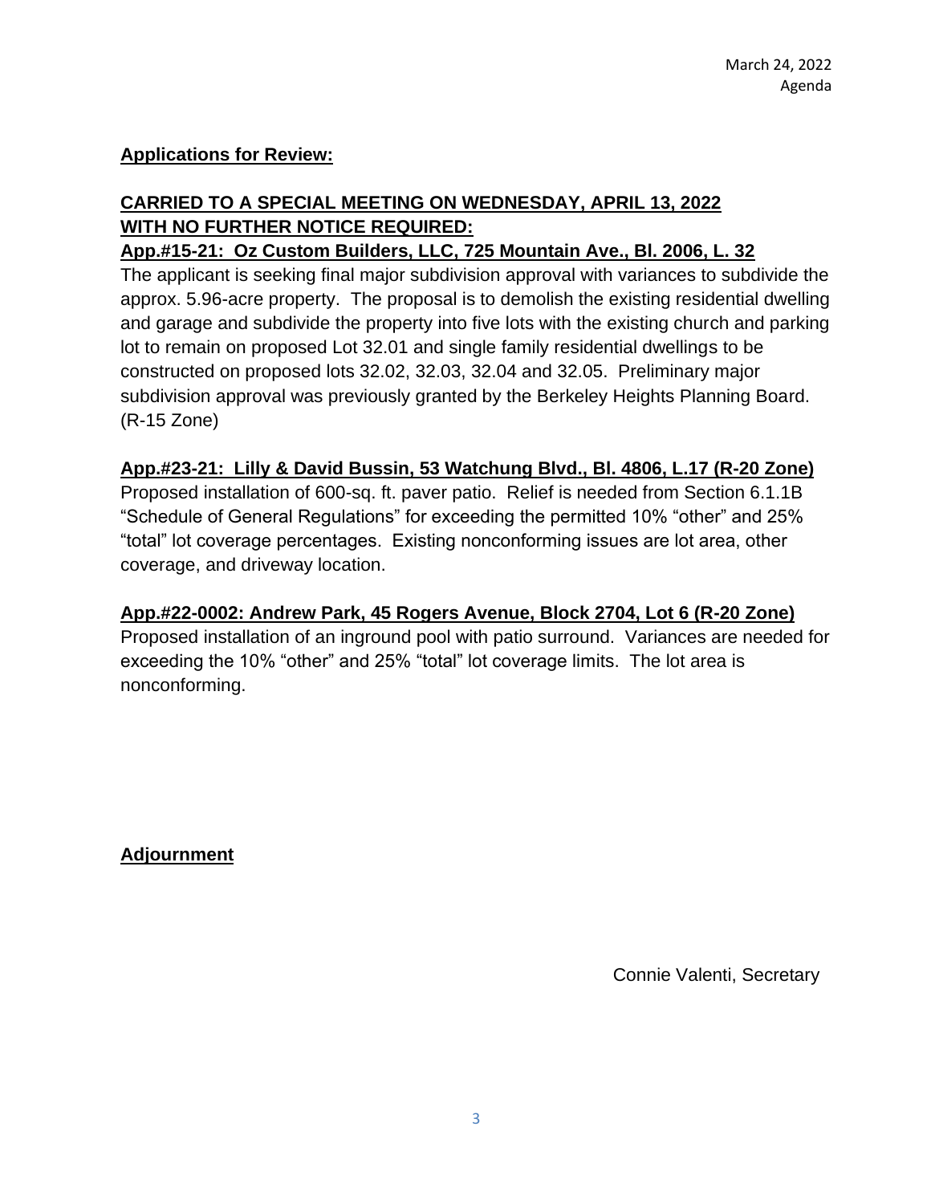March 24, 2022
Agenda

**Applications for Review:**

**CARRIED TO A SPECIAL MEETING ON WEDNESDAY, APRIL 13, 2022 WITH NO FURTHER NOTICE REQUIRED:**

**App.#15-21: Oz Custom Builders, LLC, 725 Mountain Ave., Bl. 2006, L. 32**

The applicant is seeking final major subdivision approval with variances to subdivide the approx. 5.96-acre property. The proposal is to demolish the existing residential dwelling and garage and subdivide the property into five lots with the existing church and parking lot to remain on proposed Lot 32.01 and single family residential dwellings to be constructed on proposed lots 32.02, 32.03, 32.04 and 32.05. Preliminary major subdivision approval was previously granted by the Berkeley Heights Planning Board. (R-15 Zone)

**App.#23-21: Lilly & David Bussin, 53 Watchung Blvd., Bl. 4806, L.17 (R-20 Zone)**

Proposed installation of 600-sq. ft. paver patio. Relief is needed from Section 6.1.1B "Schedule of General Regulations" for exceeding the permitted 10% "other" and 25% "total" lot coverage percentages. Existing nonconforming issues are lot area, other coverage, and driveway location.

**App.#22-0002: Andrew Park, 45 Rogers Avenue, Block 2704, Lot 6 (R-20 Zone)**

Proposed installation of an inground pool with patio surround. Variances are needed for exceeding the 10% "other" and 25% "total" lot coverage limits. The lot area is nonconforming.

**Adjournment**

Connie Valenti, Secretary